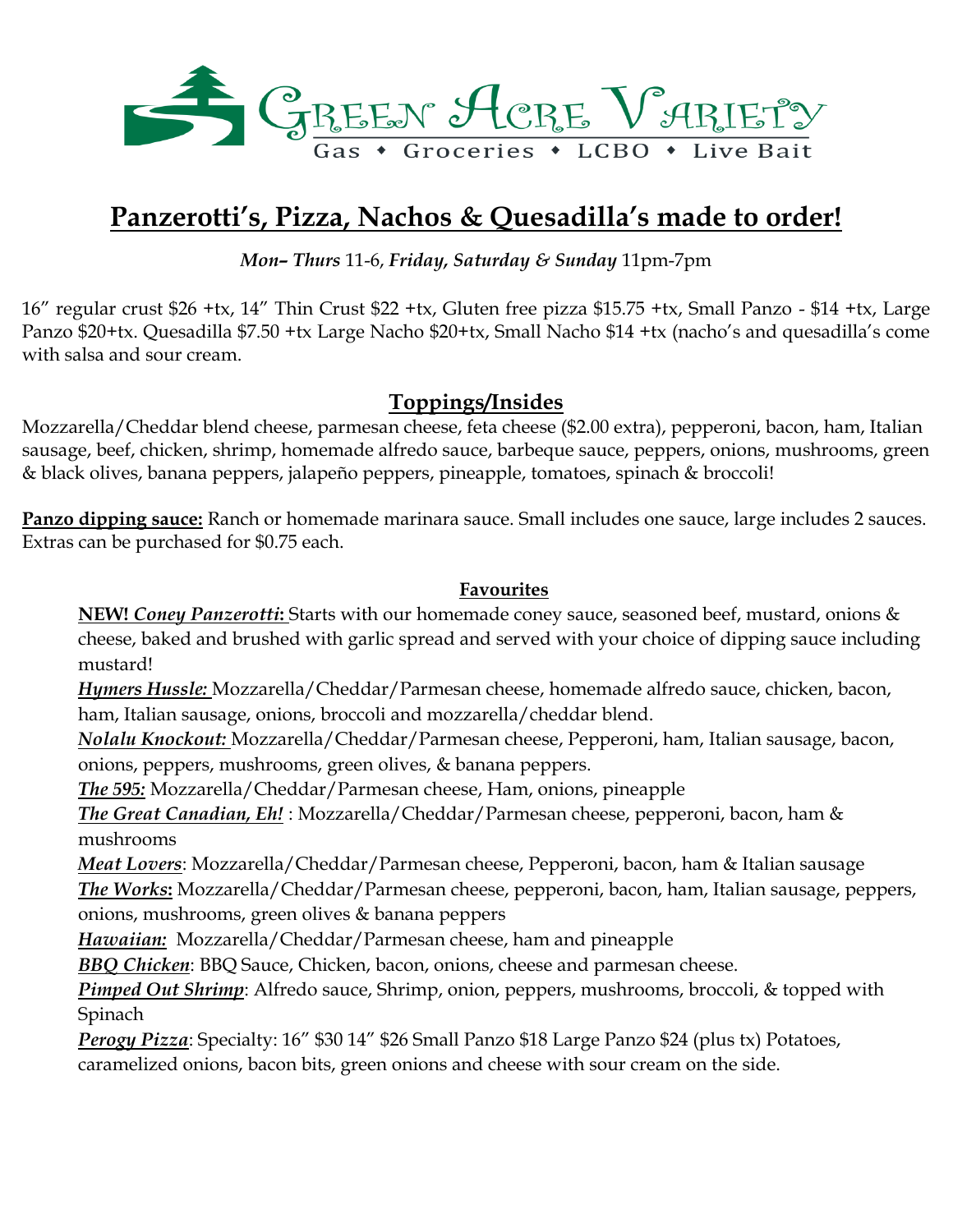GREEN ACRE VARIETY

Gas • Groceries • LCBO • Live Bait

# Panzerotti's, Pizza, Nachos & Quesadilla's made to order!

***Mon– Thurs*** 11-6, ***Friday, Saturday & Sunday*** 11pm-7pm

16" regular crust $26 +tx, 14" Thin Crust $22 +tx, Gluten free pizza $15.75 +tx, Small Panzo - $14 +tx, Large Panzo $20+tx. Quesadilla $7.50 +tx Large Nacho $20+tx, Small Nacho $14 +tx (nacho's and quesadilla's come with salsa and sour cream.

## Toppings/Insides

Mozzarella/Cheddar blend cheese, parmesan cheese, feta cheese ($2.00 extra), pepperoni, bacon, ham, Italian sausage, beef, chicken, shrimp, homemade alfredo sauce, barbeque sauce, peppers, onions, mushrooms, green & black olives, banana peppers, jalapeño peppers, pineapple, tomatoes, spinach & broccoli!

**Panzo dipping sauce:** Ranch or homemade marinara sauce. Small includes one sauce, large includes 2 sauces. Extras can be purchased for $0.75 each.

### Favourites

**NEW! *Coney Panzerotti*:** Starts with our homemade coney sauce, seasoned beef, mustard, onions & cheese, baked and brushed with garlic spread and served with your choice of dipping sauce including mustard!

***Hymers Hussle:*** Mozzarella/Cheddar/Parmesan cheese, homemade alfredo sauce, chicken, bacon, ham, Italian sausage, onions, broccoli and mozzarella/cheddar blend.

***Nolalu Knockout:*** Mozzarella/Cheddar/Parmesan cheese, Pepperoni, ham, Italian sausage, bacon, onions, peppers, mushrooms, green olives, & banana peppers.

***The 595:*** Mozzarella/Cheddar/Parmesan cheese, Ham, onions, pineapple

***The Great Canadian, Eh!*** : Mozzarella/Cheddar/Parmesan cheese, pepperoni, bacon, ham & mushrooms

***Meat Lovers***: Mozzarella/Cheddar/Parmesan cheese, Pepperoni, bacon, ham & Italian sausage

***The Works*:** Mozzarella/Cheddar/Parmesan cheese, pepperoni, bacon, ham, Italian sausage, peppers, onions, mushrooms, green olives & banana peppers

***Hawaiian:*** Mozzarella/Cheddar/Parmesan cheese, ham and pineapple

***BBQ Chicken***: BBQ Sauce, Chicken, bacon, onions, cheese and parmesan cheese.

***Pimped Out Shrimp***: Alfredo sauce, Shrimp, onion, peppers, mushrooms, broccoli, & topped with Spinach

***Perogy Pizza***: Specialty: 16" $30 14" $26 Small Panzo $18 Large Panzo $24 (plus tx) Potatoes, caramelized onions, bacon bits, green onions and cheese with sour cream on the side.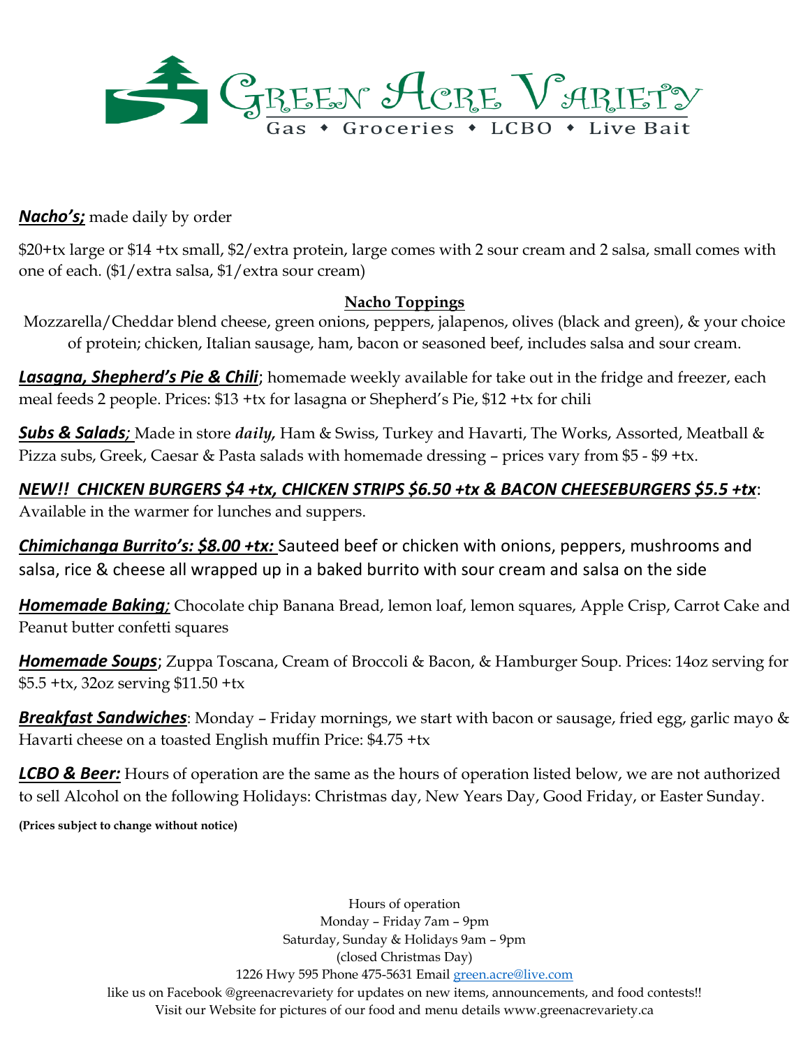# Green Acre Variety

Gas • Groceries • LCBO • Live Bait

***Nacho's;*** made daily by order

$20+tx large or $14 +tx small, $2/extra protein, large comes with 2 sour cream and 2 salsa, small comes with one of each. ($1/extra salsa, $1/extra sour cream)

**Nacho Toppings**

Mozzarella/Cheddar blend cheese, green onions, peppers, jalapenos, olives (black and green), & your choice of protein; chicken, Italian sausage, ham, bacon or seasoned beef, includes salsa and sour cream.

***Lasagna, Shepherd's Pie & Chili***; homemade weekly available for take out in the fridge and freezer, each meal feeds 2 people. Prices: $13 +tx for lasagna or Shepherd's Pie, $12 +tx for chili

***Subs & Salads;*** Made in store ***daily***, Ham & Swiss, Turkey and Havarti, The Works, Assorted, Meatball & Pizza subs, Greek, Caesar & Pasta salads with homemade dressing – prices vary from $5 - $9 +tx.

***NEW!! CHICKEN BURGERS $4 +tx, CHICKEN STRIPS $6.50 +tx & BACON CHEESEBURGERS $5.5 +tx***: Available in the warmer for lunches and suppers.

***Chimichanga Burrito's: $8.00 +tx:*** Sauteed beef or chicken with onions, peppers, mushrooms and salsa, rice & cheese all wrapped up in a baked burrito with sour cream and salsa on the side

***Homemade Baking;*** Chocolate chip Banana Bread, lemon loaf, lemon squares, Apple Crisp, Carrot Cake and Peanut butter confetti squares

***Homemade Soups***; Zuppa Toscana, Cream of Broccoli & Bacon, & Hamburger Soup. Prices: 14oz serving for $5.5 +tx, 32oz serving $11.50 +tx

***Breakfast Sandwiches***: Monday – Friday mornings, we start with bacon or sausage, fried egg, garlic mayo & Havarti cheese on a toasted English muffin Price: $4.75 +tx

***LCBO & Beer:*** Hours of operation are the same as the hours of operation listed below, we are not authorized to sell Alcohol on the following Holidays: Christmas day, New Years Day, Good Friday, or Easter Sunday.

**(Prices subject to change without notice)**

Hours of operation
Monday – Friday 7am – 9pm
Saturday, Sunday & Holidays 9am – 9pm
(closed Christmas Day)
1226 Hwy 595 Phone 475-5631 Email green.acre@live.com
like us on Facebook @greenacrevariety for updates on new items, announcements, and food contests!!
Visit our Website for pictures of our food and menu details www.greenacrevariety.ca